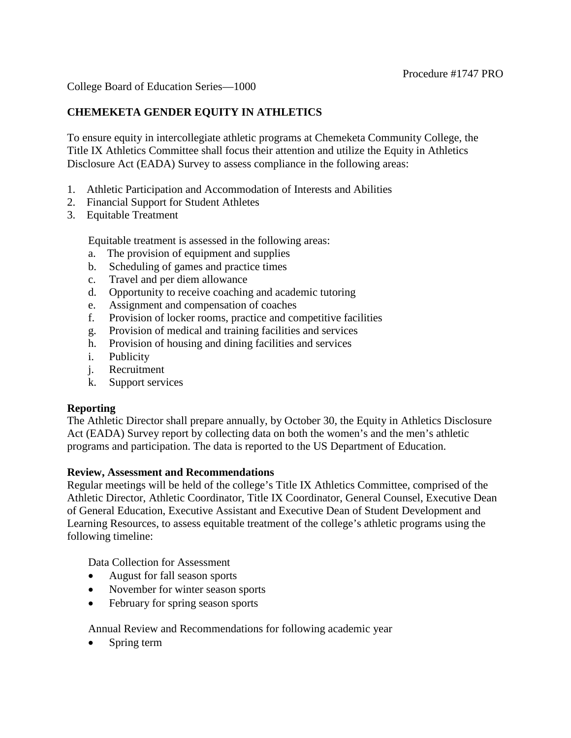Procedure #1747 PRO

College Board of Education Series—1000

# CHEMEKETA GENDER EQUITY IN ATHLETICS

To ensure equity in intercollegiate athletic programs at Chemeketa Community College, the Title IX Athletics Committee shall focus their attention and utilize the Equity in Athletics Disclosure Act (EADA) Survey to assess compliance in the following areas:

1. Athletic Participation and Accommodation of Interests and Abilities
2. Financial Support for Student Athletes
3. Equitable Treatment

   Equitable treatment is assessed in the following areas:

   a. The provision of equipment and supplies
   b. Scheduling of games and practice times
   c. Travel and per diem allowance
   d. Opportunity to receive coaching and academic tutoring
   e. Assignment and compensation of coaches
   f. Provision of locker rooms, practice and competitive facilities
   g. Provision of medical and training facilities and services
   h. Provision of housing and dining facilities and services
   i. Publicity
   j. Recruitment
   k. Support services

## Reporting

The Athletic Director shall prepare annually, by October 30, the Equity in Athletics Disclosure Act (EADA) Survey report by collecting data on both the women's and the men's athletic programs and participation. The data is reported to the US Department of Education.

## Review, Assessment and Recommendations

Regular meetings will be held of the college's Title IX Athletics Committee, comprised of the Athletic Director, Athletic Coordinator, Title IX Coordinator, General Counsel, Executive Dean of General Education, Executive Assistant and Executive Dean of Student Development and Learning Resources, to assess equitable treatment of the college's athletic programs using the following timeline:

Data Collection for Assessment

- August for fall season sports
- November for winter season sports
- February for spring season sports

Annual Review and Recommendations for following academic year

- Spring term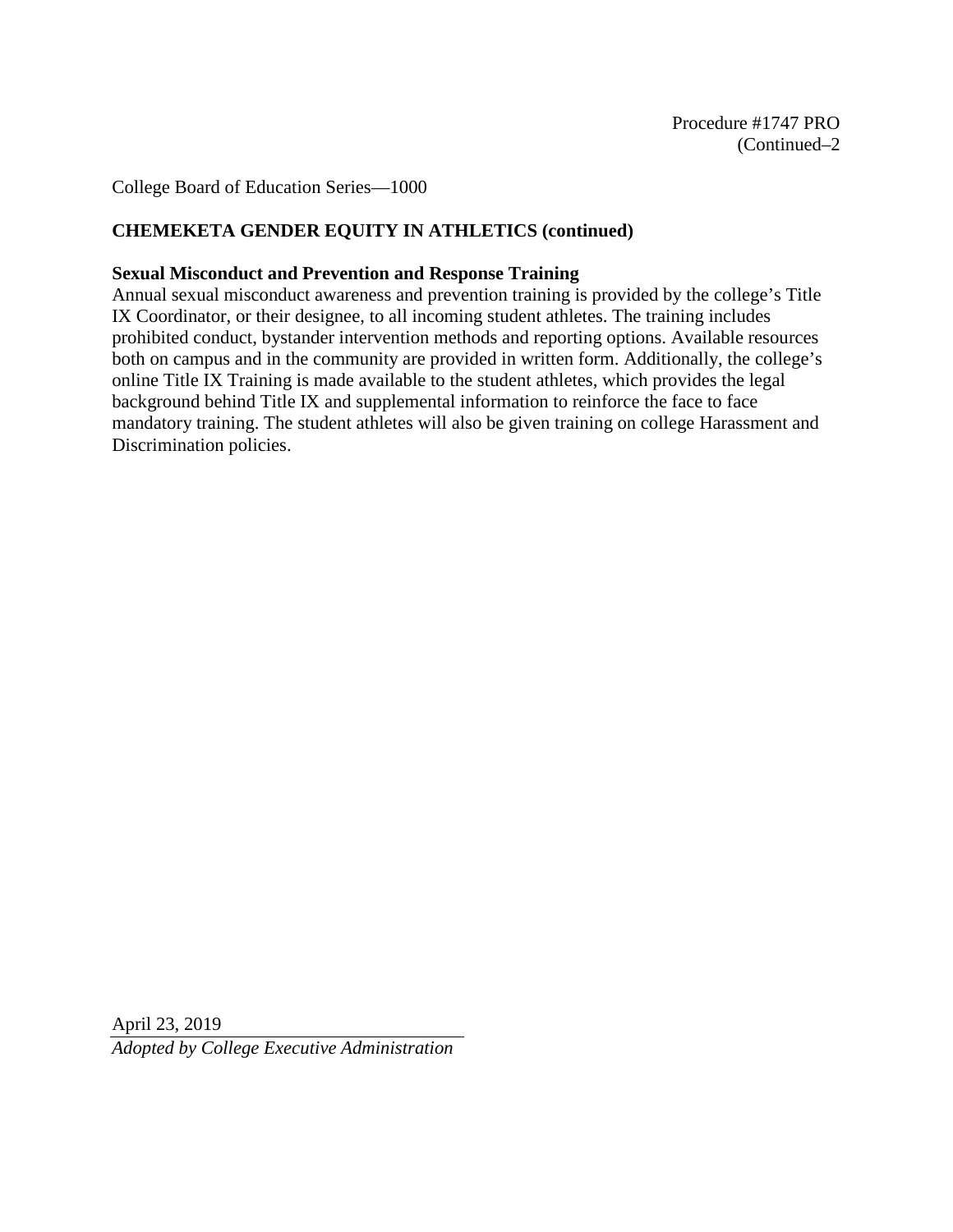College Board of Education Series—1000

**CHEMEKETA GENDER EQUITY IN ATHLETICS (continued)**

**Sexual Misconduct and Prevention and Response Training**

Annual sexual misconduct awareness and prevention training is provided by the college's Title IX Coordinator, or their designee, to all incoming student athletes. The training includes prohibited conduct, bystander intervention methods and reporting options. Available resources both on campus and in the community are provided in written form. Additionally, the college's online Title IX Training is made available to the student athletes, which provides the legal background behind Title IX and supplemental information to reinforce the face to face mandatory training. The student athletes will also be given training on college Harassment and Discrimination policies.

April 23, 2019

*Adopted by College Executive Administration*